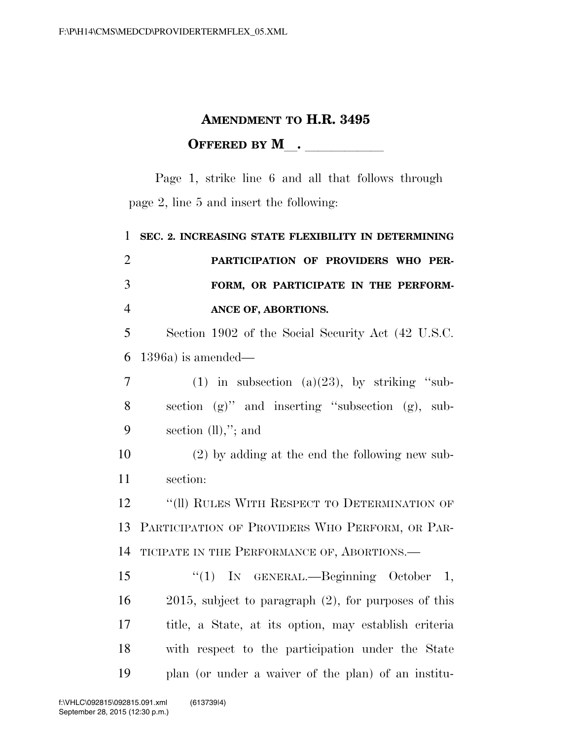# AMENDMENT TO H.R. 3495

## OFFERED BY M\_\_. \_\_\_\_\_\_\_\_\_\_\_

Page 1, strike line 6 and all that follows through page 2, line 5 and insert the following:

**SEC. 2. INCREASING STATE FLEXIBILITY IN DETERMINING PARTICIPATION OF PROVIDERS WHO PERFORM, OR PARTICIPATE IN THE PERFORMANCE OF, ABORTIONS.**

Section 1902 of the Social Security Act (42 U.S.C. 1396a) is amended—

(1) in subsection (a)(23), by striking "subsection (g)" and inserting "subsection (g), subsection (ll),"; and

(2) by adding at the end the following new subsection:

"(ll) RULES WITH RESPECT TO DETERMINATION OF PARTICIPATION OF PROVIDERS WHO PERFORM, OR PARTICIPATE IN THE PERFORMANCE OF, ABORTIONS.—

"(1) IN GENERAL.—Beginning October 1, 2015, subject to paragraph (2), for purposes of this title, a State, at its option, may establish criteria with respect to the participation under the State plan (or under a waiver of the plan) of an institu-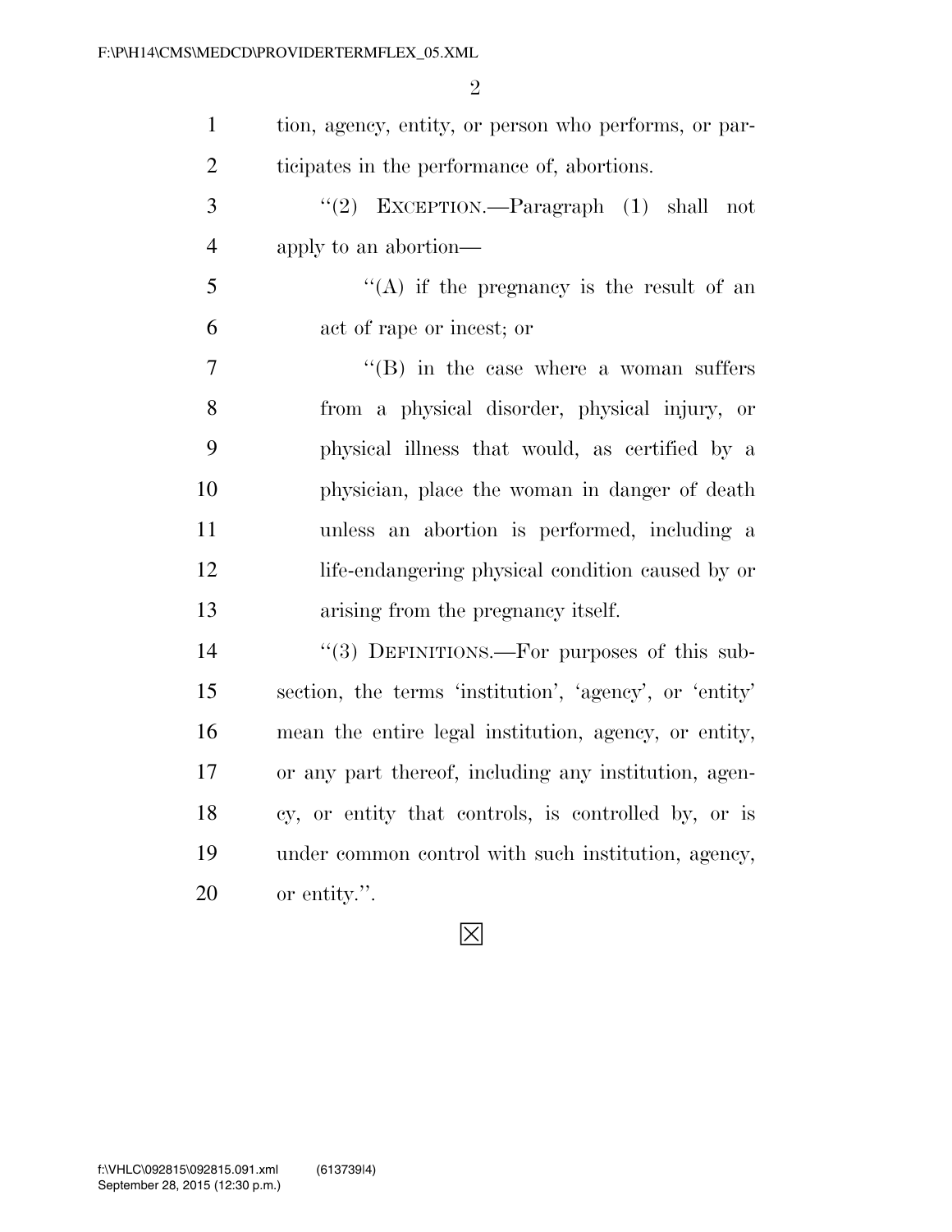tion, agency, entity, or person who performs, or participates in the performance of, abortions.

"(2) EXCEPTION.—Paragraph (1) shall not apply to an abortion—

"(A) if the pregnancy is the result of an act of rape or incest; or

"(B) in the case where a woman suffers from a physical disorder, physical injury, or physical illness that would, as certified by a physician, place the woman in danger of death unless an abortion is performed, including a life-endangering physical condition caused by or arising from the pregnancy itself.

"(3) DEFINITIONS.—For purposes of this subsection, the terms 'institution', 'agency', or 'entity' mean the entire legal institution, agency, or entity, or any part thereof, including any institution, agency, or entity that controls, is controlled by, or is under common control with such institution, agency, or entity.".